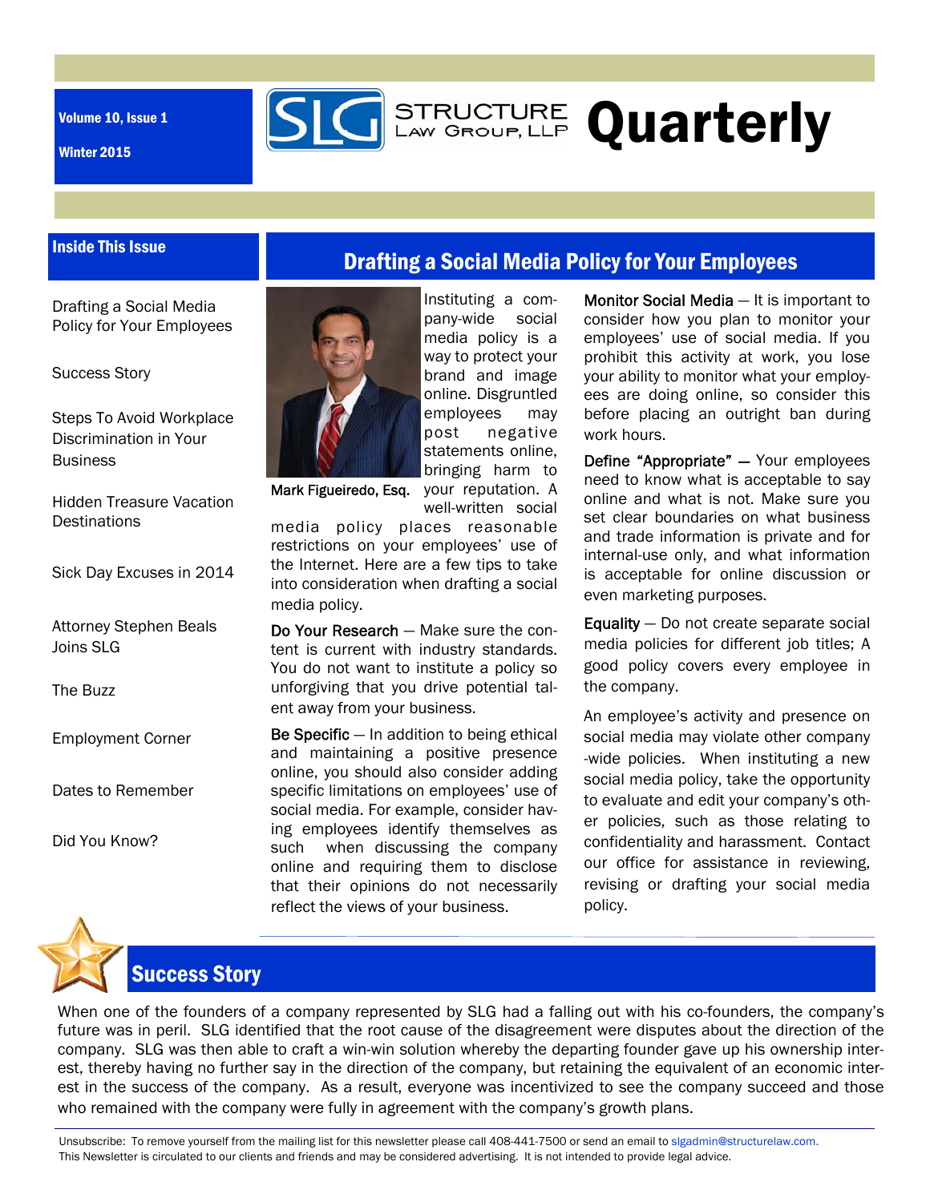Volume 10, Issue 1

Winter 2015

# SLG Structure Law Group, LLP Quarterly

## Inside This Issue

- Drafting a Social Media Policy for Your Employees
- Success Story
- Steps To Avoid Workplace Discrimination in Your Business
- Hidden Treasure Vacation Destinations
- Sick Day Excuses in 2014
- Attorney Stephen Beals Joins SLG
- The Buzz
- Employment Corner
- Dates to Remember
- Did You Know?

## Drafting a Social Media Policy for Your Employees

Mark Figueiredo, Esq.

Instituting a company-wide social media policy is a way to protect your brand and image online. Disgruntled employees may post negative statements online, bringing harm to your reputation. A well-written social media policy places reasonable restrictions on your employees' use of the Internet. Here are a few tips to take into consideration when drafting a social media policy.

**Do Your Research** — Make sure the content is current with industry standards. You do not want to institute a policy so unforgiving that you drive potential talent away from your business.

**Be Specific** — In addition to being ethical and maintaining a positive presence online, you should also consider adding specific limitations on employees' use of social media. For example, consider having employees identify themselves as such when discussing the company online and requiring them to disclose that their opinions do not necessarily reflect the views of your business.

**Monitor Social Media** — It is important to consider how you plan to monitor your employees' use of social media. If you prohibit this activity at work, you lose your ability to monitor what your employees are doing online, so consider this before placing an outright ban during work hours.

**Define "Appropriate"** — Your employees need to know what is acceptable to say online and what is not. Make sure you set clear boundaries on what business and trade information is private and for internal-use only, and what information is acceptable for online discussion or even marketing purposes.

**Equality** — Do not create separate social media policies for different job titles; A good policy covers every employee in the company.

An employee's activity and presence on social media may violate other company-wide policies. When instituting a new social media policy, take the opportunity to evaluate and edit your company's other policies, such as those relating to confidentiality and harassment. Contact our office for assistance in reviewing, revising or drafting your social media policy.

## Success Story

When one of the founders of a company represented by SLG had a falling out with his co-founders, the company's future was in peril. SLG identified that the root cause of the disagreement were disputes about the direction of the company. SLG was then able to craft a win-win solution whereby the departing founder gave up his ownership interest, thereby having no further say in the direction of the company, but retaining the equivalent of an economic interest in the success of the company. As a result, everyone was incentivized to see the company succeed and those who remained with the company were fully in agreement with the company's growth plans.

Unsubscribe: To remove yourself from the mailing list for this newsletter please call 408-441-7500 or send an email to slgadmin@structurelaw.com.
This Newsletter is circulated to our clients and friends and may be considered advertising. It is not intended to provide legal advice.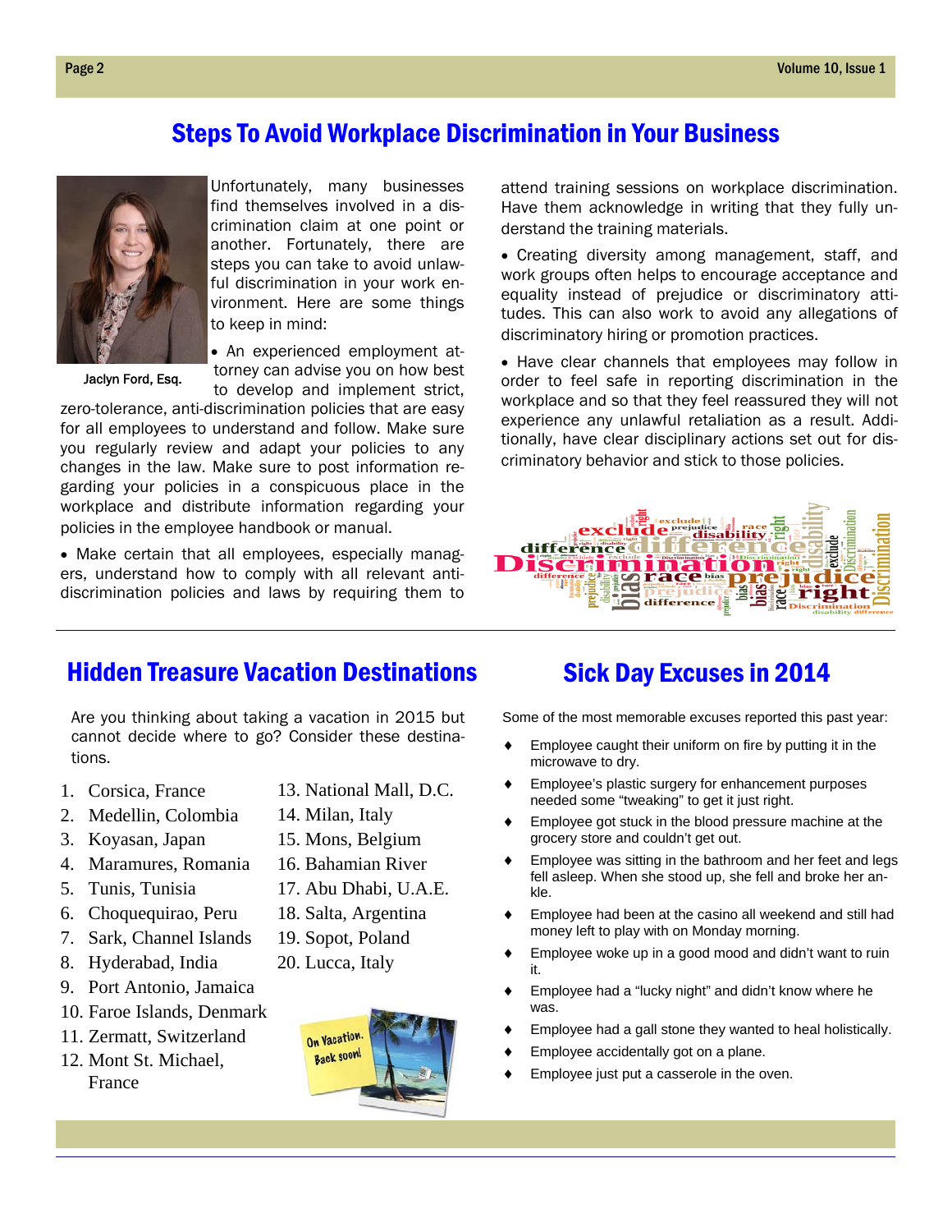## Steps To Avoid Workplace Discrimination in Your Business

Jaclyn Ford, Esq.

Unfortunately, many businesses find themselves involved in a discrimination claim at one point or another. Fortunately, there are steps you can take to avoid unlawful discrimination in your work environment. Here are some things to keep in mind:

- An experienced employment attorney can advise you on how best to develop and implement strict, zero-tolerance, anti-discrimination policies that are easy for all employees to understand and follow. Make sure you regularly review and adapt your policies to any changes in the law. Make sure to post information regarding your policies in a conspicuous place in the workplace and distribute information regarding your policies in the employee handbook or manual.
- Make certain that all employees, especially managers, understand how to comply with all relevant anti-discrimination policies and laws by requiring them to attend training sessions on workplace discrimination. Have them acknowledge in writing that they fully understand the training materials.
- Creating diversity among management, staff, and work groups often helps to encourage acceptance and equality instead of prejudice or discriminatory attitudes. This can also work to avoid any allegations of discriminatory hiring or promotion practices.
- Have clear channels that employees may follow in order to feel safe in reporting discrimination in the workplace and so that they feel reassured they will not experience any unlawful retaliation as a result. Additionally, have clear disciplinary actions set out for discriminatory behavior and stick to those policies.

## Hidden Treasure Vacation Destinations

Are you thinking about taking a vacation in 2015 but cannot decide where to go? Consider these destinations.

1. Corsica, France
2. Medellin, Colombia
3. Koyasan, Japan
4. Maramures, Romania
5. Tunis, Tunisia
6. Choquequirao, Peru
7. Sark, Channel Islands
8. Hyderabad, India
9. Port Antonio, Jamaica
10. Faroe Islands, Denmark
11. Zermatt, Switzerland
12. Mont St. Michael, France
13. National Mall, D.C.
14. Milan, Italy
15. Mons, Belgium
16. Bahamian River
17. Abu Dhabi, U.A.E.
18. Salta, Argentina
19. Sopot, Poland
20. Lucca, Italy

## Sick Day Excuses in 2014

Some of the most memorable excuses reported this past year:

- Employee caught their uniform on fire by putting it in the microwave to dry.
- Employee's plastic surgery for enhancement purposes needed some "tweaking" to get it just right.
- Employee got stuck in the blood pressure machine at the grocery store and couldn't get out.
- Employee was sitting in the bathroom and her feet and legs fell asleep. When she stood up, she fell and broke her ankle.
- Employee had been at the casino all weekend and still had money left to play with on Monday morning.
- Employee woke up in a good mood and didn't want to ruin it.
- Employee had a "lucky night" and didn't know where he was.
- Employee had a gall stone they wanted to heal holistically.
- Employee accidentally got on a plane.
- Employee just put a casserole in the oven.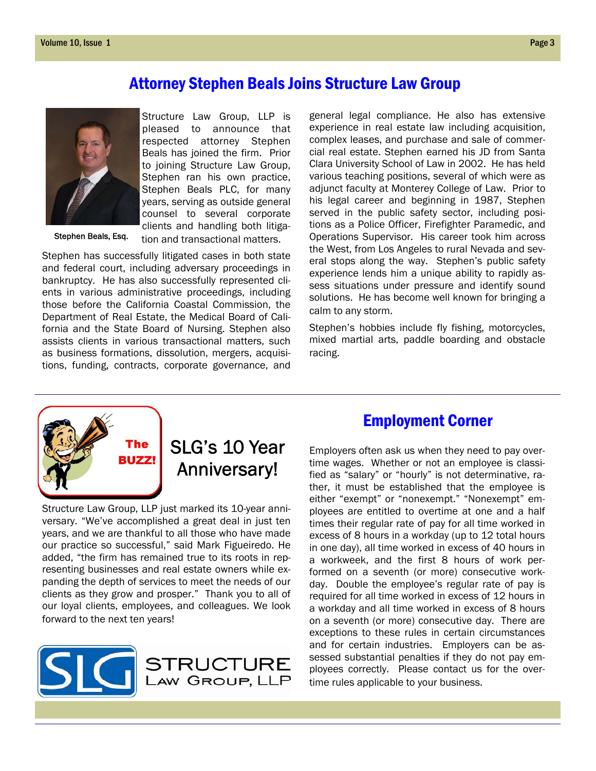## Attorney Stephen Beals Joins Structure Law Group

Stephen Beals, Esq.

Structure Law Group, LLP is pleased to announce that respected attorney Stephen Beals has joined the firm. Prior to joining Structure Law Group, Stephen ran his own practice, Stephen Beals PLC, for many years, serving as outside general counsel to several corporate clients and handling both litigation and transactional matters.

Stephen has successfully litigated cases in both state and federal court, including adversary proceedings in bankruptcy. He has also successfully represented clients in various administrative proceedings, including those before the California Coastal Commission, the Department of Real Estate, the Medical Board of California and the State Board of Nursing. Stephen also assists clients in various transactional matters, such as business formations, dissolution, mergers, acquisitions, funding, contracts, corporate governance, and general legal compliance. He also has extensive experience in real estate law including acquisition, complex leases, and purchase and sale of commercial real estate. Stephen earned his JD from Santa Clara University School of Law in 2002. He has held various teaching positions, several of which were as adjunct faculty at Monterey College of Law. Prior to his legal career and beginning in 1987, Stephen served in the public safety sector, including positions as a Police Officer, Firefighter Paramedic, and Operations Supervisor. His career took him across the West, from Los Angeles to rural Nevada and several stops along the way. Stephen's public safety experience lends him a unique ability to rapidly assess situations under pressure and identify sound solutions. He has become well known for bringing a calm to any storm.

Stephen's hobbies include fly fishing, motorcycles, mixed martial arts, paddle boarding and obstacle racing.

---

The BUZZ!

## SLG's 10 Year Anniversary!

Structure Law Group, LLP just marked its 10-year anniversary. "We've accomplished a great deal in just ten years, and we are thankful to all those who have made our practice so successful," said Mark Figueiredo. He added, "the firm has remained true to its roots in representing businesses and real estate owners while expanding the depth of services to meet the needs of our clients as they grow and prosper." Thank you to all of our loyal clients, employees, and colleagues. We look forward to the next ten years!

SLG STRUCTURE LAW GROUP, LLP

## Employment Corner

Employers often ask us when they need to pay overtime wages. Whether or not an employee is classified as "salary" or "hourly" is not determinative, rather, it must be established that the employee is either "exempt" or "nonexempt." "Nonexempt" employees are entitled to overtime at one and a half times their regular rate of pay for all time worked in excess of 8 hours in a workday (up to 12 total hours in one day), all time worked in excess of 40 hours in a workweek, and the first 8 hours of work performed on a seventh (or more) consecutive workday. Double the employee's regular rate of pay is required for all time worked in excess of 12 hours in a workday and all time worked in excess of 8 hours on a seventh (or more) consecutive day. There are exceptions to these rules in certain circumstances and for certain industries. Employers can be assessed substantial penalties if they do not pay employees correctly. Please contact us for the overtime rules applicable to your business.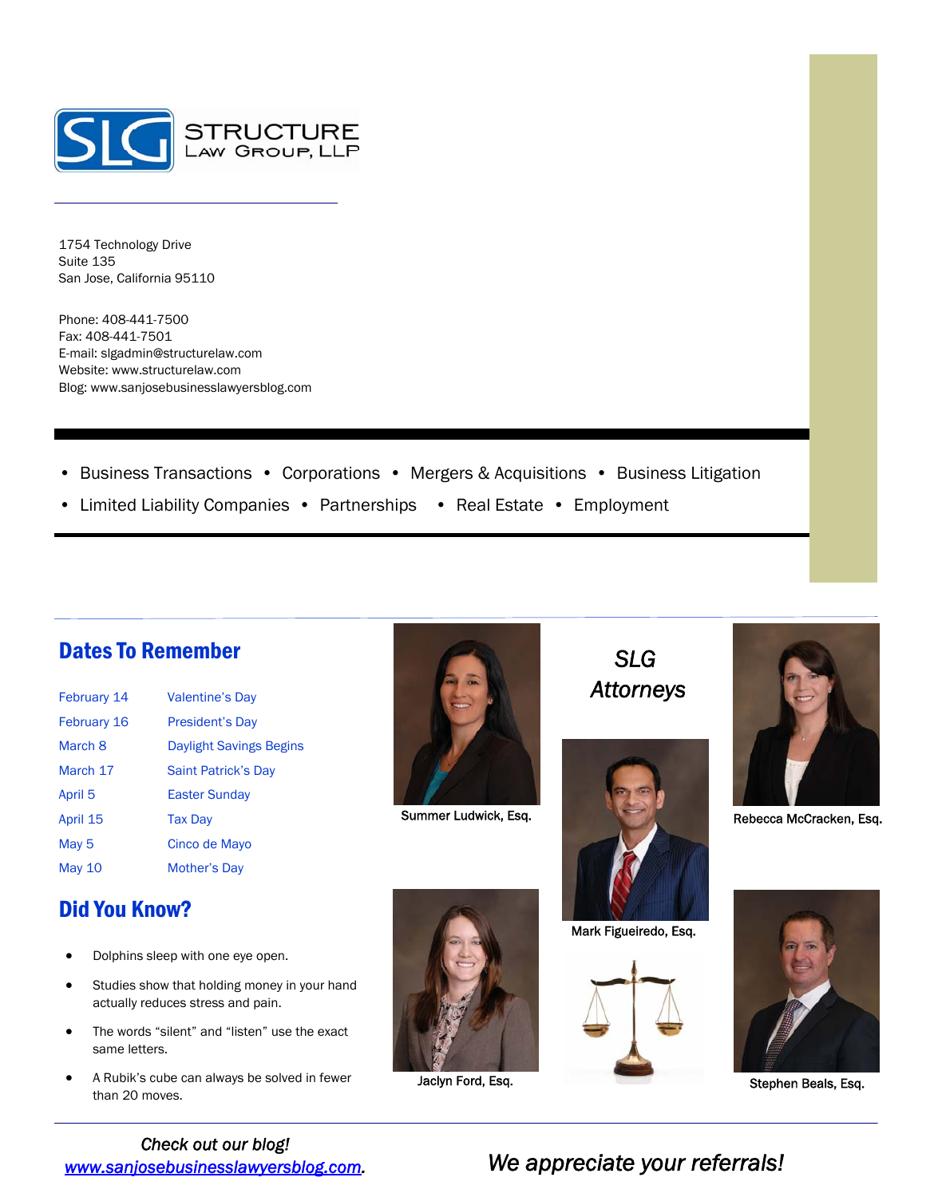STRUCTURE
LAW GROUP, LLP

1754 Technology Drive
Suite 135
San Jose, California 95110

Phone: 408-441-7500
Fax: 408-441-7501
E-mail: slgadmin@structurelaw.com
Website: www.structurelaw.com
Blog: www.sanjosebusinesslawyersblog.com

- Business Transactions • Corporations • Mergers & Acquisitions • Business Litigation
- Limited Liability Companies • Partnerships • Real Estate • Employment

## Dates To Remember

| | |
|---|---|
| February 14 | Valentine's Day |
| February 16 | President's Day |
| March 8 | Daylight Savings Begins |
| March 17 | Saint Patrick's Day |
| April 5 | Easter Sunday |
| April 15 | Tax Day |
| May 5 | Cinco de Mayo |
| May 10 | Mother's Day |

## Did You Know?

- Dolphins sleep with one eye open.
- Studies show that holding money in your hand actually reduces stress and pain.
- The words "silent" and "listen" use the exact same letters.
- A Rubik's cube can always be solved in fewer than 20 moves.

*SLG Attorneys*

Summer Ludwick, Esq.

Rebecca McCracken, Esq.

Mark Figueiredo, Esq.

Jaclyn Ford, Esq.

Stephen Beals, Esq.

*Check out our blog!*
*www.sanjosebusinesslawyersblog.com.*

*We appreciate your referrals!*